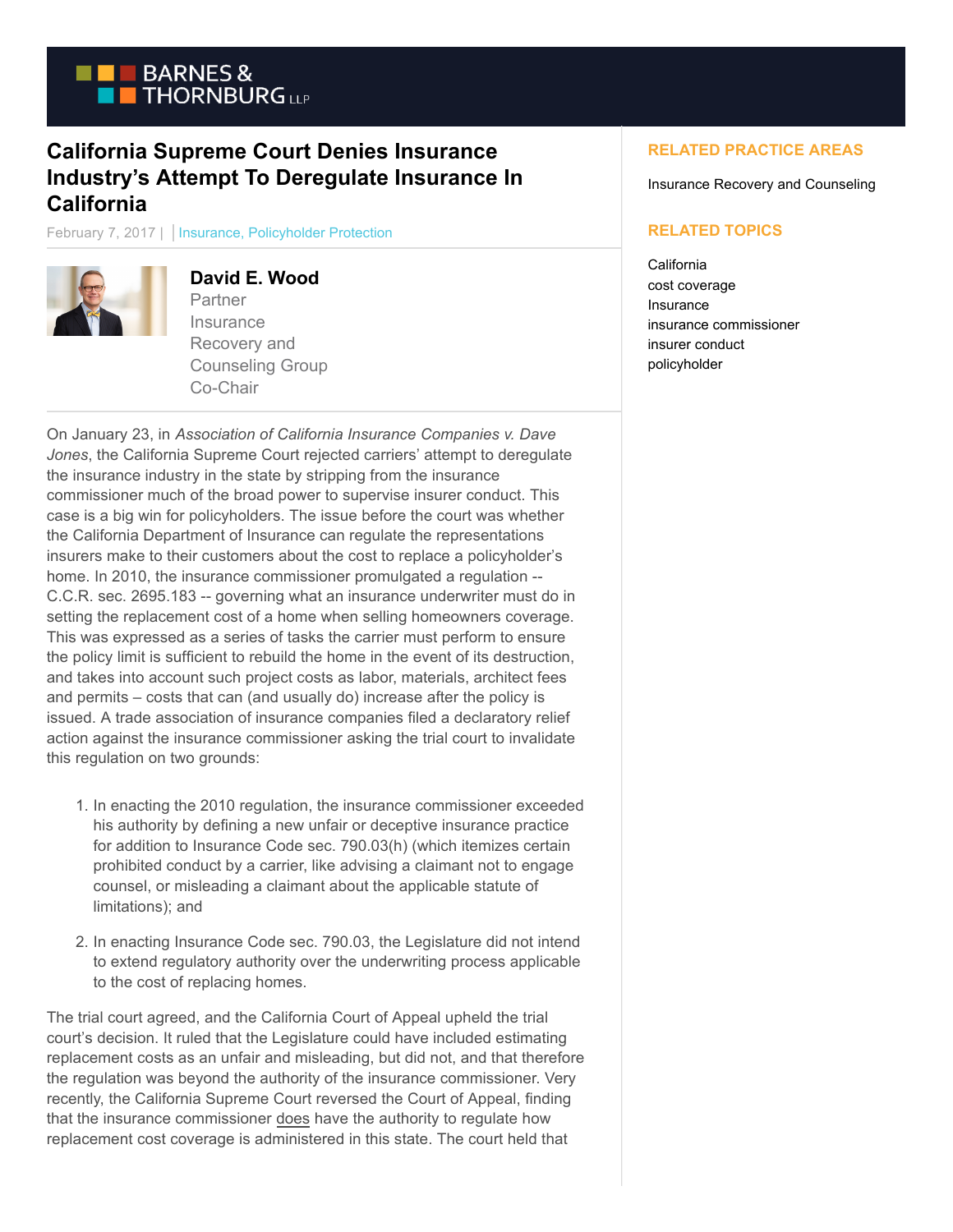# California Supreme Court Denies Insurance Industry's Attempt To Deregulate Insurance In California

February 7, 2017 | Insurance, Policyholder Protection

**David E. Wood**
Partner
Insurance Recovery and Counseling Group Co-Chair

On January 23, in *Association of California Insurance Companies v. Dave Jones*, the California Supreme Court rejected carriers' attempt to deregulate the insurance industry in the state by stripping from the insurance commissioner much of the broad power to supervise insurer conduct. This case is a big win for policyholders. The issue before the court was whether the California Department of Insurance can regulate the representations insurers make to their customers about the cost to replace a policyholder's home. In 2010, the insurance commissioner promulgated a regulation -- C.C.R. sec. 2695.183 -- governing what an insurance underwriter must do in setting the replacement cost of a home when selling homeowners coverage. This was expressed as a series of tasks the carrier must perform to ensure the policy limit is sufficient to rebuild the home in the event of its destruction, and takes into account such project costs as labor, materials, architect fees and permits – costs that can (and usually do) increase after the policy is issued. A trade association of insurance companies filed a declaratory relief action against the insurance commissioner asking the trial court to invalidate this regulation on two grounds:

1. In enacting the 2010 regulation, the insurance commissioner exceeded his authority by defining a new unfair or deceptive insurance practice for addition to Insurance Code sec. 790.03(h) (which itemizes certain prohibited conduct by a carrier, like advising a claimant not to engage counsel, or misleading a claimant about the applicable statute of limitations); and
2. In enacting Insurance Code sec. 790.03, the Legislature did not intend to extend regulatory authority over the underwriting process applicable to the cost of replacing homes.

The trial court agreed, and the California Court of Appeal upheld the trial court's decision. It ruled that the Legislature could have included estimating replacement costs as an unfair and misleading, but did not, and that therefore the regulation was beyond the authority of the insurance commissioner. Very recently, the California Supreme Court reversed the Court of Appeal, finding that the insurance commissioner does have the authority to regulate how replacement cost coverage is administered in this state. The court held that

## RELATED PRACTICE AREAS

Insurance Recovery and Counseling

## RELATED TOPICS

California
cost coverage
Insurance
insurance commissioner
insurer conduct
policyholder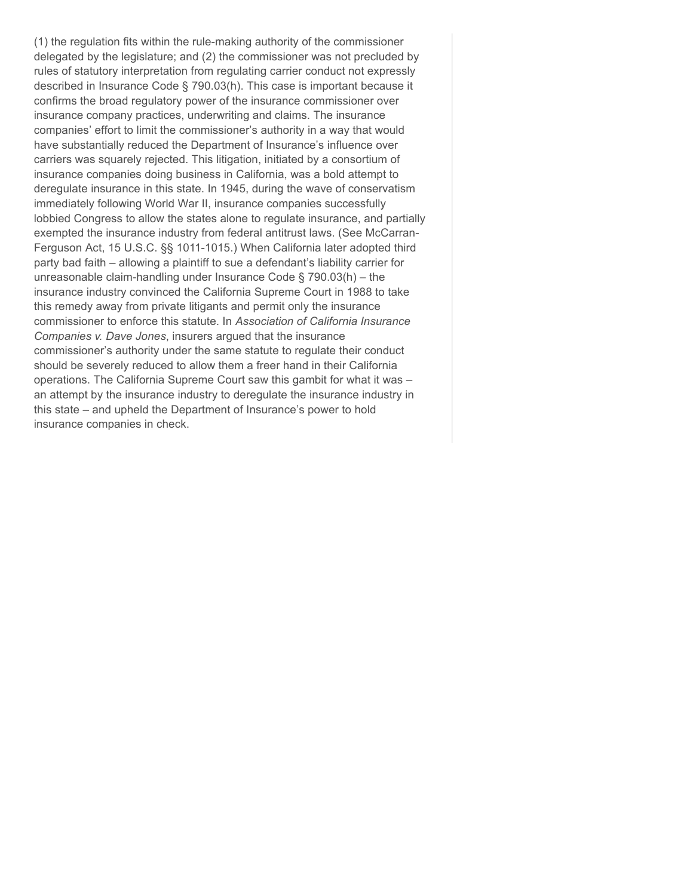(1) the regulation fits within the rule-making authority of the commissioner delegated by the legislature; and (2) the commissioner was not precluded by rules of statutory interpretation from regulating carrier conduct not expressly described in Insurance Code § 790.03(h). This case is important because it confirms the broad regulatory power of the insurance commissioner over insurance company practices, underwriting and claims. The insurance companies' effort to limit the commissioner's authority in a way that would have substantially reduced the Department of Insurance's influence over carriers was squarely rejected. This litigation, initiated by a consortium of insurance companies doing business in California, was a bold attempt to deregulate insurance in this state. In 1945, during the wave of conservatism immediately following World War II, insurance companies successfully lobbied Congress to allow the states alone to regulate insurance, and partially exempted the insurance industry from federal antitrust laws. (See McCarran-Ferguson Act, 15 U.S.C. §§ 1011-1015.) When California later adopted third party bad faith – allowing a plaintiff to sue a defendant's liability carrier for unreasonable claim-handling under Insurance Code § 790.03(h) – the insurance industry convinced the California Supreme Court in 1988 to take this remedy away from private litigants and permit only the insurance commissioner to enforce this statute. In *Association of California Insurance Companies v. Dave Jones*, insurers argued that the insurance commissioner's authority under the same statute to regulate their conduct should be severely reduced to allow them a freer hand in their California operations. The California Supreme Court saw this gambit for what it was – an attempt by the insurance industry to deregulate the insurance industry in this state – and upheld the Department of Insurance's power to hold insurance companies in check.